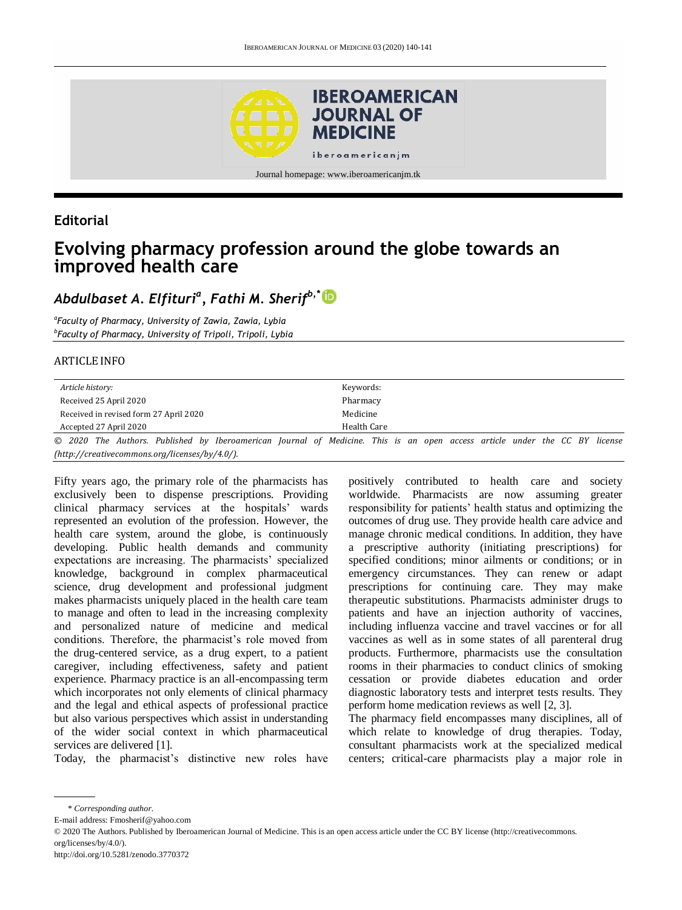Journal homepage: www.iberoamericanjm.tk

## Editorial

# Evolving pharmacy profession around the globe towards an improved health care

*Abdulbaset A. Elfituri*[a], *Fathi M. Sherif*[b,*]

[a]*Faculty of Pharmacy, University of Zawia, Zawia, Lybia*
[b]*Faculty of Pharmacy, University of Tripoli, Tripoli, Lybia*

ARTICLE INFO

| *Article history:* | Keywords: |
|---|---|
| Received 25 April 2020 | Pharmacy |
| Received in revised form 27 April 2020 | Medicine |
| Accepted 27 April 2020 | Health Care |

*© 2020 The Authors. Published by Iberoamerican Journal of Medicine. This is an open access article under the CC BY license (http://creativecommons.org/licenses/by/4.0/).*

Fifty years ago, the primary role of the pharmacists has exclusively been to dispense prescriptions. Providing clinical pharmacy services at the hospitals' wards represented an evolution of the profession. However, the health care system, around the globe, is continuously developing. Public health demands and community expectations are increasing. The pharmacists' specialized knowledge, background in complex pharmaceutical science, drug development and professional judgment makes pharmacists uniquely placed in the health care team to manage and often to lead in the increasing complexity and personalized nature of medicine and medical conditions. Therefore, the pharmacist's role moved from the drug-centered service, as a drug expert, to a patient caregiver, including effectiveness, safety and patient experience. Pharmacy practice is an all-encompassing term which incorporates not only elements of clinical pharmacy and the legal and ethical aspects of professional practice but also various perspectives which assist in understanding of the wider social context in which pharmaceutical services are delivered [1].

Today, the pharmacist's distinctive new roles have positively contributed to health care and society worldwide. Pharmacists are now assuming greater responsibility for patients' health status and optimizing the outcomes of drug use. They provide health care advice and manage chronic medical conditions. In addition, they have a prescriptive authority (initiating prescriptions) for specified conditions; minor ailments or conditions; or in emergency circumstances. They can renew or adapt prescriptions for continuing care. They may make therapeutic substitutions. Pharmacists administer drugs to patients and have an injection authority of vaccines, including influenza vaccine and travel vaccines or for all vaccines as well as in some states of all parenteral drug products. Furthermore, pharmacists use the consultation rooms in their pharmacies to conduct clinics of smoking cessation or provide diabetes education and order diagnostic laboratory tests and interpret tests results. They perform home medication reviews as well [2, 3].

The pharmacy field encompasses many disciplines, all of which relate to knowledge of drug therapies. Today, consultant pharmacists work at the specialized medical centers; critical-care pharmacists play a major role in

\* *Corresponding author.*

E-mail address: Fmosherif@yahoo.com

© 2020 The Authors. Published by Iberoamerican Journal of Medicine. This is an open access article under the CC BY license (http://creativecommons.org/licenses/by/4.0/).

http://doi.org/10.5281/zenodo.3770372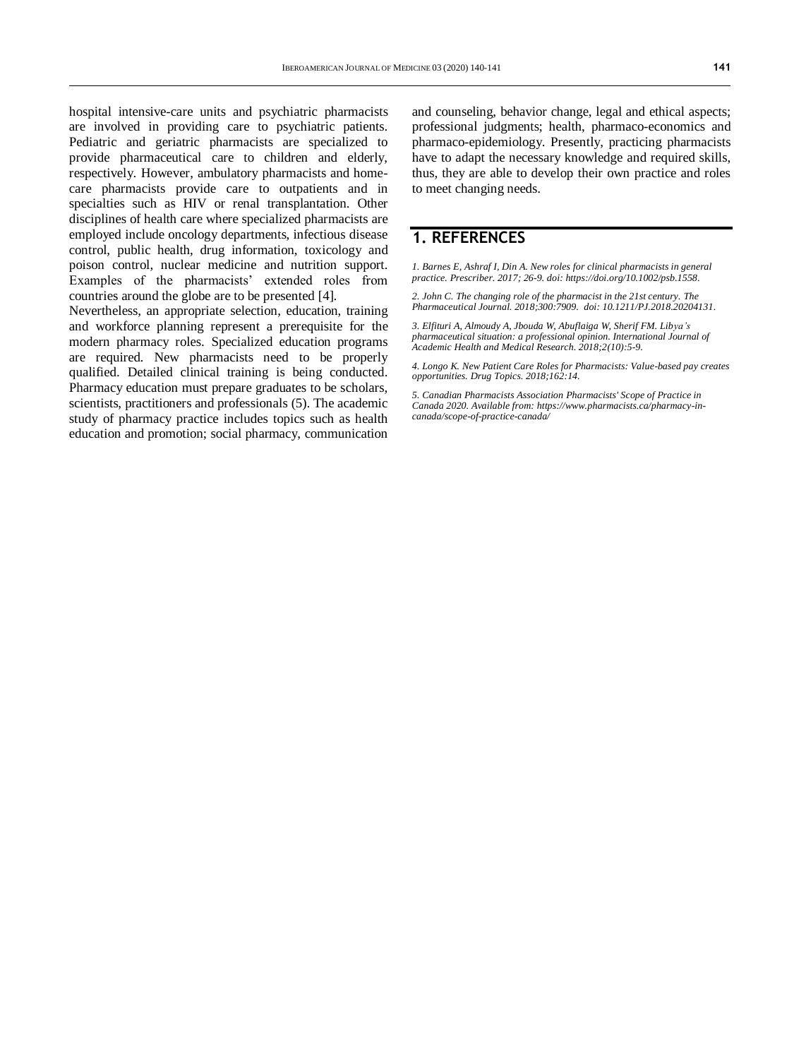hospital intensive-care units and psychiatric pharmacists are involved in providing care to psychiatric patients. Pediatric and geriatric pharmacists are specialized to provide pharmaceutical care to children and elderly, respectively. However, ambulatory pharmacists and home-care pharmacists provide care to outpatients and in specialties such as HIV or renal transplantation. Other disciplines of health care where specialized pharmacists are employed include oncology departments, infectious disease control, public health, drug information, toxicology and poison control, nuclear medicine and nutrition support. Examples of the pharmacists' extended roles from countries around the globe are to be presented [4].

Nevertheless, an appropriate selection, education, training and workforce planning represent a prerequisite for the modern pharmacy roles. Specialized education programs are required. New pharmacists need to be properly qualified. Detailed clinical training is being conducted. Pharmacy education must prepare graduates to be scholars, scientists, practitioners and professionals (5). The academic study of pharmacy practice includes topics such as health education and promotion; social pharmacy, communication and counseling, behavior change, legal and ethical aspects; professional judgments; health, pharmaco-economics and pharmaco-epidemiology. Presently, practicing pharmacists have to adapt the necessary knowledge and required skills, thus, they are able to develop their own practice and roles to meet changing needs.

## 1. REFERENCES

*1. Barnes E, Ashraf I, Din A. New roles for clinical pharmacists in general practice. Prescriber. 2017; 26-9. doi: https://doi.org/10.1002/psb.1558.*

*2. John C. The changing role of the pharmacist in the 21st century. The Pharmaceutical Journal. 2018;300:7909. doi: 10.1211/PJ.2018.20204131.*

*3. Elfituri A, Almoudy A, Jbouda W, Abuflaiga W, Sherif FM. Libya's pharmaceutical situation: a professional opinion. International Journal of Academic Health and Medical Research. 2018;2(10):5-9.*

*4. Longo K. New Patient Care Roles for Pharmacists: Value-based pay creates opportunities. Drug Topics. 2018;162:14.*

*5. Canadian Pharmacists Association Pharmacists' Scope of Practice in Canada 2020. Available from: https://www.pharmacists.ca/pharmacy-in-canada/scope-of-practice-canada/*